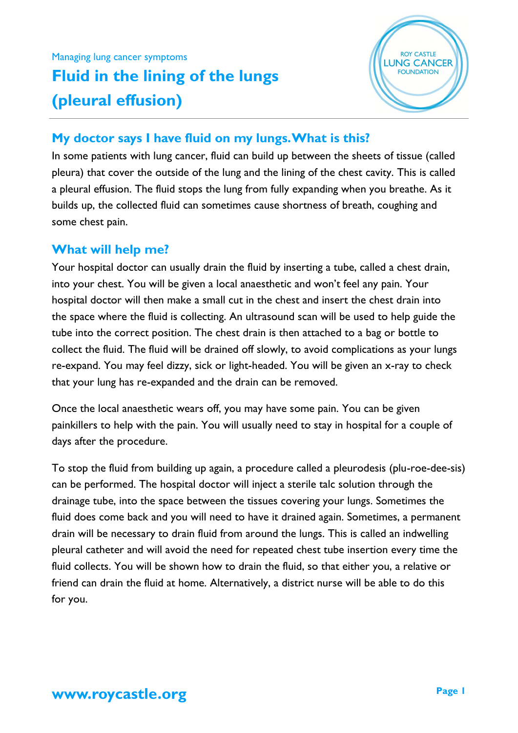Managing lung cancer symptoms

# Fluid in the lining of the lungs (pleural effusion)

ROY CASTLE LUNG CANCER FOUNDATION

## My doctor says I have fluid on my lungs. What is this?

In some patients with lung cancer, fluid can build up between the sheets of tissue (called pleura) that cover the outside of the lung and the lining of the chest cavity. This is called a pleural effusion. The fluid stops the lung from fully expanding when you breathe. As it builds up, the collected fluid can sometimes cause shortness of breath, coughing and some chest pain.

## What will help me?

Your hospital doctor can usually drain the fluid by inserting a tube, called a chest drain, into your chest. You will be given a local anaesthetic and won't feel any pain. Your hospital doctor will then make a small cut in the chest and insert the chest drain into the space where the fluid is collecting. An ultrasound scan will be used to help guide the tube into the correct position. The chest drain is then attached to a bag or bottle to collect the fluid. The fluid will be drained off slowly, to avoid complications as your lungs re-expand. You may feel dizzy, sick or light-headed. You will be given an x-ray to check that your lung has re-expanded and the drain can be removed.

Once the local anaesthetic wears off, you may have some pain. You can be given painkillers to help with the pain. You will usually need to stay in hospital for a couple of days after the procedure.

To stop the fluid from building up again, a procedure called a pleurodesis (plu-roe-dee-sis) can be performed. The hospital doctor will inject a sterile talc solution through the drainage tube, into the space between the tissues covering your lungs. Sometimes the fluid does come back and you will need to have it drained again. Sometimes, a permanent drain will be necessary to drain fluid from around the lungs. This is called an indwelling pleural catheter and will avoid the need for repeated chest tube insertion every time the fluid collects. You will be shown how to drain the fluid, so that either you, a relative or friend can drain the fluid at home. Alternatively, a district nurse will be able to do this for you.

www.roycastle.org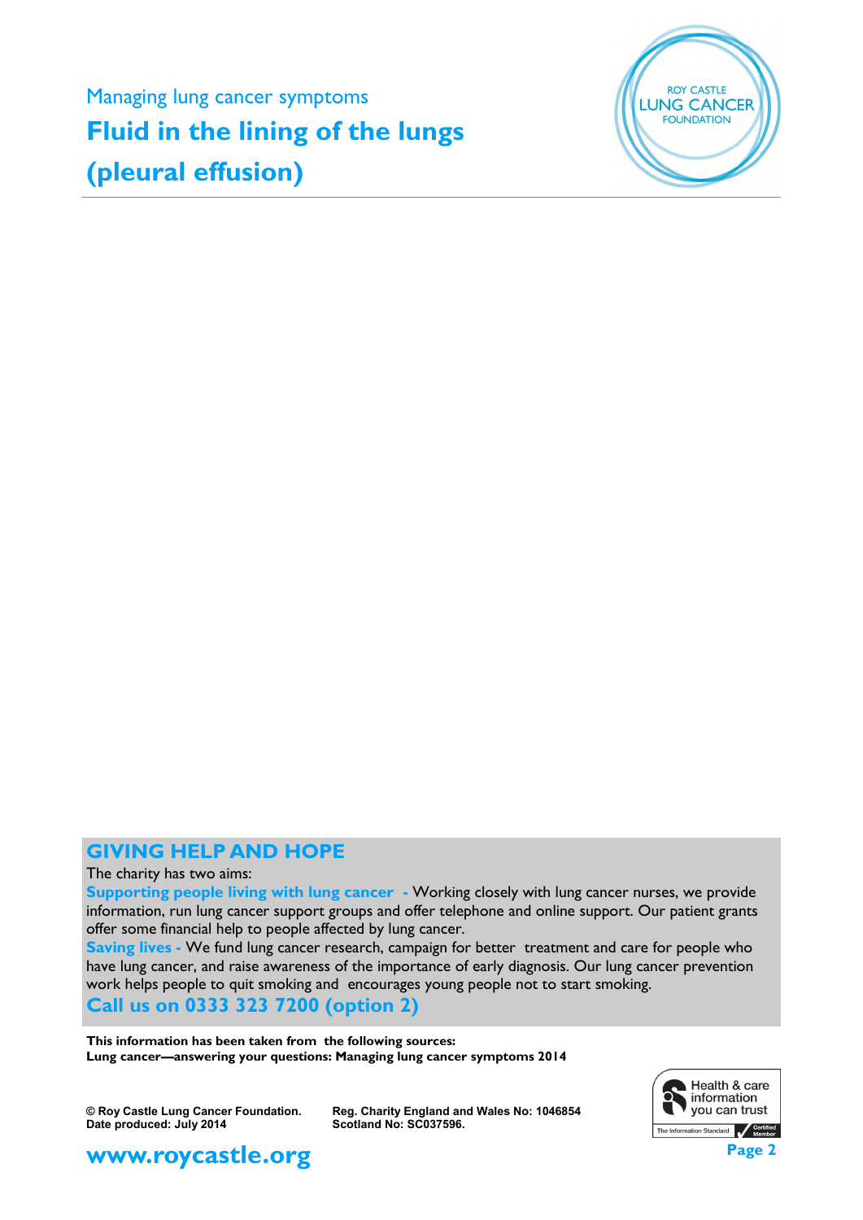Managing lung cancer symptoms

# Fluid in the lining of the lungs (pleural effusion)

## GIVING HELP AND HOPE

The charity has two aims:

**Supporting people living with lung cancer** - Working closely with lung cancer nurses, we provide information, run lung cancer support groups and offer telephone and online support. Our patient grants offer some financial help to people affected by lung cancer.

**Saving lives** - We fund lung cancer research, campaign for better treatment and care for people who have lung cancer, and raise awareness of the importance of early diagnosis. Our lung cancer prevention work helps people to quit smoking and encourages young people not to start smoking.

**Call us on 0333 323 7200 (option 2)**

**This information has been taken from the following sources:**
**Lung cancer—answering your questions: Managing lung cancer symptoms 2014**

**© Roy Castle Lung Cancer Foundation.**
**Date produced: July 2014**

**Reg. Charity England and Wales No: 1046854**
**Scotland No: SC037596.**

Health & care information you can trust
The Information Standard — Certified Member

**www.roycastle.org**